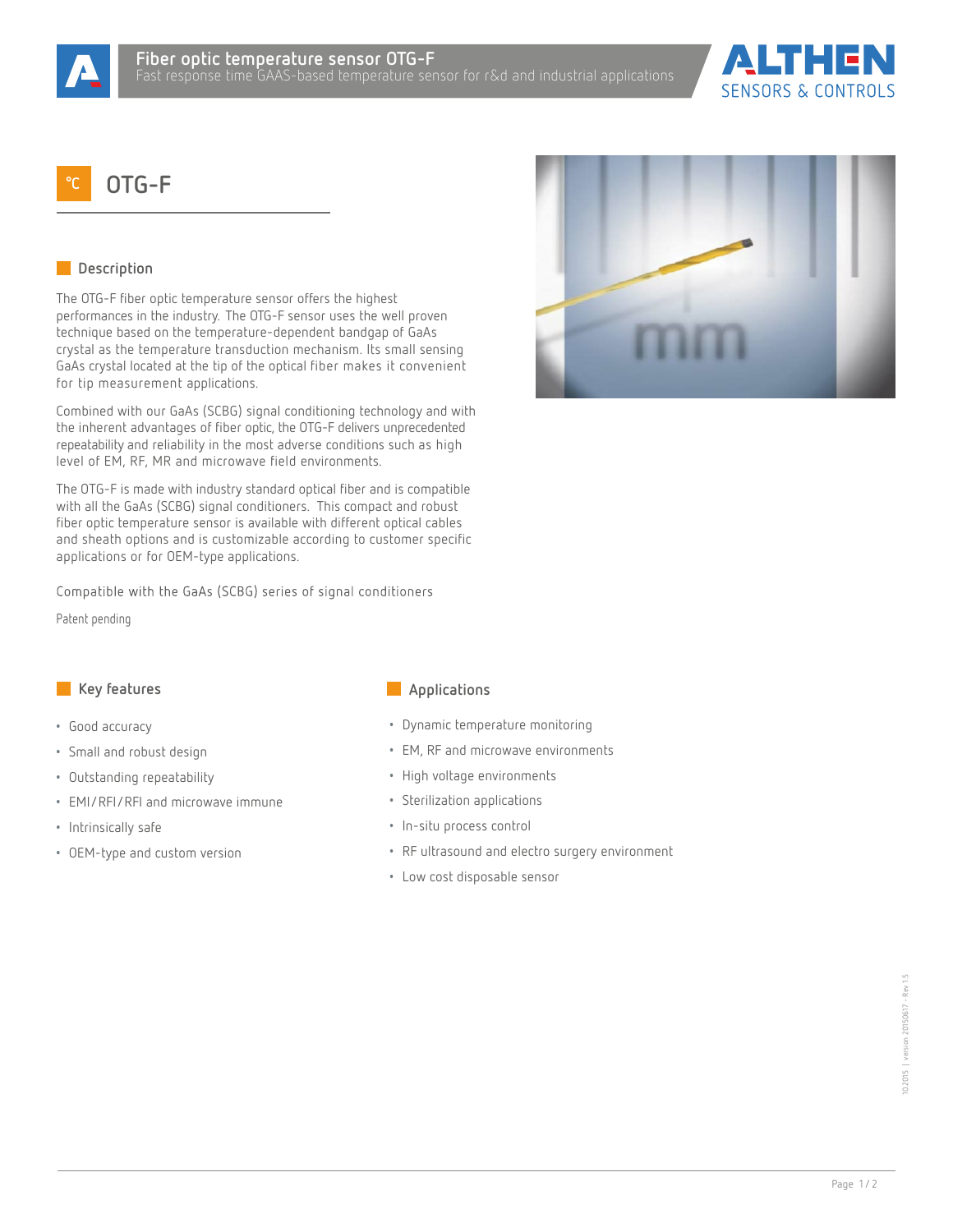# Fiber optic temperature sensor OTG-F

Fast response time GAAS-based temperature sensor for r&d and industrial applications

## OTG-F

### Description

The OTG-F fiber optic temperature sensor offers the highest performances in the industry. The OTG-F sensor uses the well proven technique based on the temperature-dependent bandgap of GaAs crystal as the temperature transduction mechanism. Its small sensing GaAs crystal located at the tip of the optical fiber makes it convenient for tip measurement applications.

Combined with our GaAs (SCBG) signal conditioning technology and with the inherent advantages of fiber optic, the OTG-F delivers unprecedented repeatability and reliability in the most adverse conditions such as high level of EM, RF, MR and microwave field environments.

The OTG-F is made with industry standard optical fiber and is compatible with all the GaAs (SCBG) signal conditioners. This compact and robust fiber optic temperature sensor is available with different optical cables and sheath options and is customizable according to customer specific applications or for OEM-type applications.

Compatible with the GaAs (SCBG) series of signal conditioners

Patent pending

### Key features

- Good accuracy
- Small and robust design
- Outstanding repeatability
- EMI/RFI/RFI and microwave immune
- Intrinsically safe
- OEM-type and custom version

### Applications

- Dynamic temperature monitoring
- EM, RF and microwave environments
- High voltage environments
- Sterilization applications
- In-situ process control
- RF ultrasound and electro surgery environment
- Low cost disposable sensor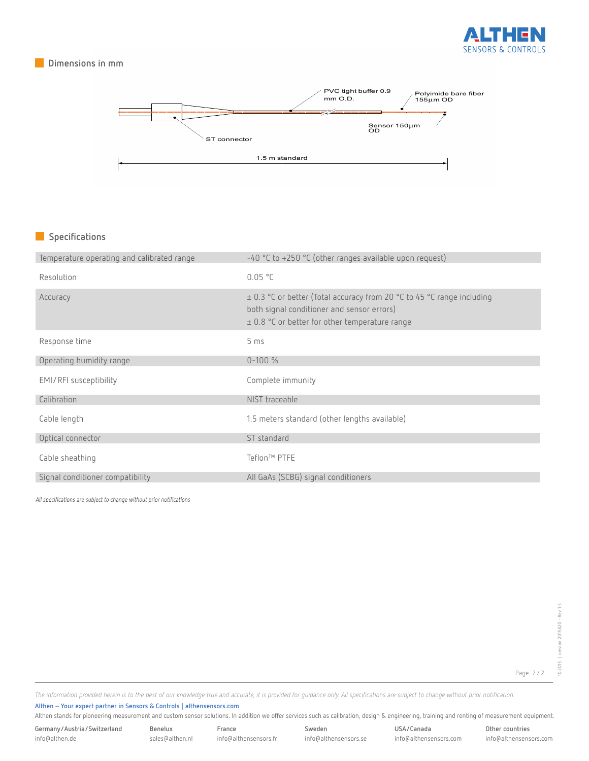## Dimensions in mm

PVC tight buffer 0.9 mm O.D.

Polyimide bare fiber 155µm OD

Sensor 150µm OD

ST connector

1.5 m standard

## Specifications

| | |
|---|---|
| Temperature operating and calibrated range | -40 °C to +250 °C (other ranges available upon request) |
| Resolution | 0.05 °C |
| Accuracy | ± 0.3 °C or better (Total accuracy from 20 °C to 45 °C range including both signal conditioner and sensor errors)<br>± 0.8 °C or better for other temperature range |
| Response time | 5 ms |
| Operating humidity range | 0-100 % |
| EMI/RFI susceptibility | Complete immunity |
| Calibration | NIST traceable |
| Cable length | 1.5 meters standard (other lengths available) |
| Optical connector | ST standard |
| Cable sheathing | Teflon™ PTFE |
| Signal conditioner compatibility | All GaAs (SCBG) signal conditioners |

*All specifications are subject to change without prior notifications*

*The information provided herein is to the best of our knowledge true and accurate, it is provided for guidance only. All specifications are subject to change without prior notification.*

**Althen – Your expert partner in Sensors & Controls | althensensors.com**

Althen stands for pioneering measurement and custom sensor solutions. In addition we offer services such as calibration, design & engineering, training and renting of measurement equipment.

| Germany/Austria/Switzerland | Benelux | France | Sweden | USA/Canada | Other countries |
|---|---|---|---|---|---|
| info@althen.de | sales@althen.nl | info@althensensors.fr | info@althensensors.se | info@althensensors.com | info@althensensors.com |